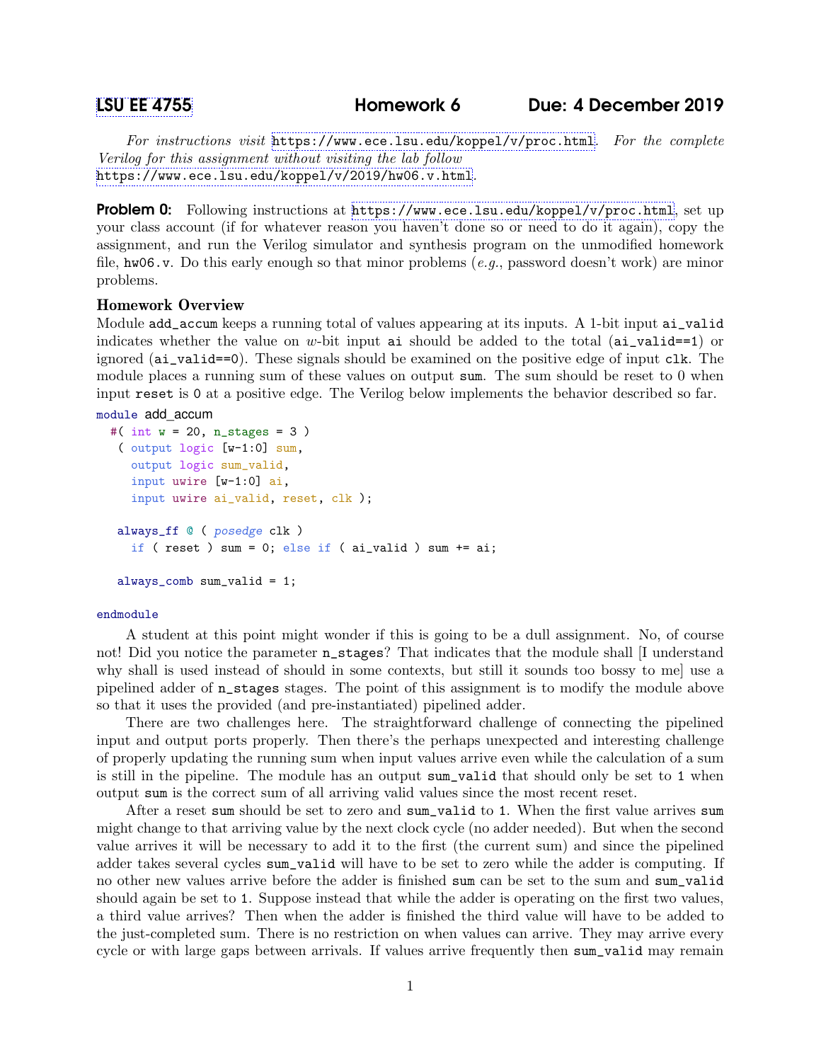LSU EE 4755 Homework 6 Due: 4 December 2019

*For instructions visit* https://www.ece.lsu.edu/koppel/v/proc.html. *For the complete Verilog for this assignment without visiting the lab follow* https://www.ece.lsu.edu/koppel/v/2019/hw06.v.html.

**Problem 0:** Following instructions at https://www.ece.lsu.edu/koppel/v/proc.html, set up your class account (if for whatever reason you haven't done so or need to do it again), copy the assignment, and run the Verilog simulator and synthesis program on the unmodified homework file, `hw06.v`. Do this early enough so that minor problems (*e.g.*, password doesn't work) are minor problems.

### Homework Overview

Module `add_accum` keeps a running total of values appearing at its inputs. A 1-bit input `ai_valid` indicates whether the value on $w$-bit input `ai` should be added to the total (`ai_valid==1`) or ignored (`ai_valid==0`). These signals should be examined on the positive edge of input `clk`. The module places a running sum of these values on output `sum`. The sum should be reset to 0 when input `reset` is 0 at a positive edge. The Verilog below implements the behavior described so far.

```
module add_accum
  #( int w = 20, n_stages = 3 )
   ( output logic [w-1:0] sum,
     output logic sum_valid,
     input uwire [w-1:0] ai,
     input uwire ai_valid, reset, clk );

   always_ff @ ( posedge clk )
     if ( reset ) sum = 0; else if ( ai_valid ) sum += ai;

   always_comb sum_valid = 1;

endmodule
```

A student at this point might wonder if this is going to be a dull assignment. No, of course not! Did you notice the parameter `n_stages`? That indicates that the module shall [I understand why shall is used instead of should in some contexts, but still it sounds too bossy to me] use a pipelined adder of `n_stages` stages. The point of this assignment is to modify the module above so that it uses the provided (and pre-instantiated) pipelined adder.

There are two challenges here. The straightforward challenge of connecting the pipelined input and output ports properly. Then there's the perhaps unexpected and interesting challenge of properly updating the running sum when input values arrive even while the calculation of a sum is still in the pipeline. The module has an output `sum_valid` that should only be set to `1` when output `sum` is the correct sum of all arriving valid values since the most recent reset.

After a reset `sum` should be set to zero and `sum_valid` to `1`. When the first value arrives `sum` might change to that arriving value by the next clock cycle (no adder needed). But when the second value arrives it will be necessary to add it to the first (the current sum) and since the pipelined adder takes several cycles `sum_valid` will have to be set to zero while the adder is computing. If no other new values arrive before the adder is finished `sum` can be set to the sum and `sum_valid` should again be set to `1`. Suppose instead that while the adder is operating on the first two values, a third value arrives? Then when the adder is finished the third value will have to be added to the just-completed sum. There is no restriction on when values can arrive. They may arrive every cycle or with large gaps between arrivals. If values arrive frequently then `sum_valid` may remain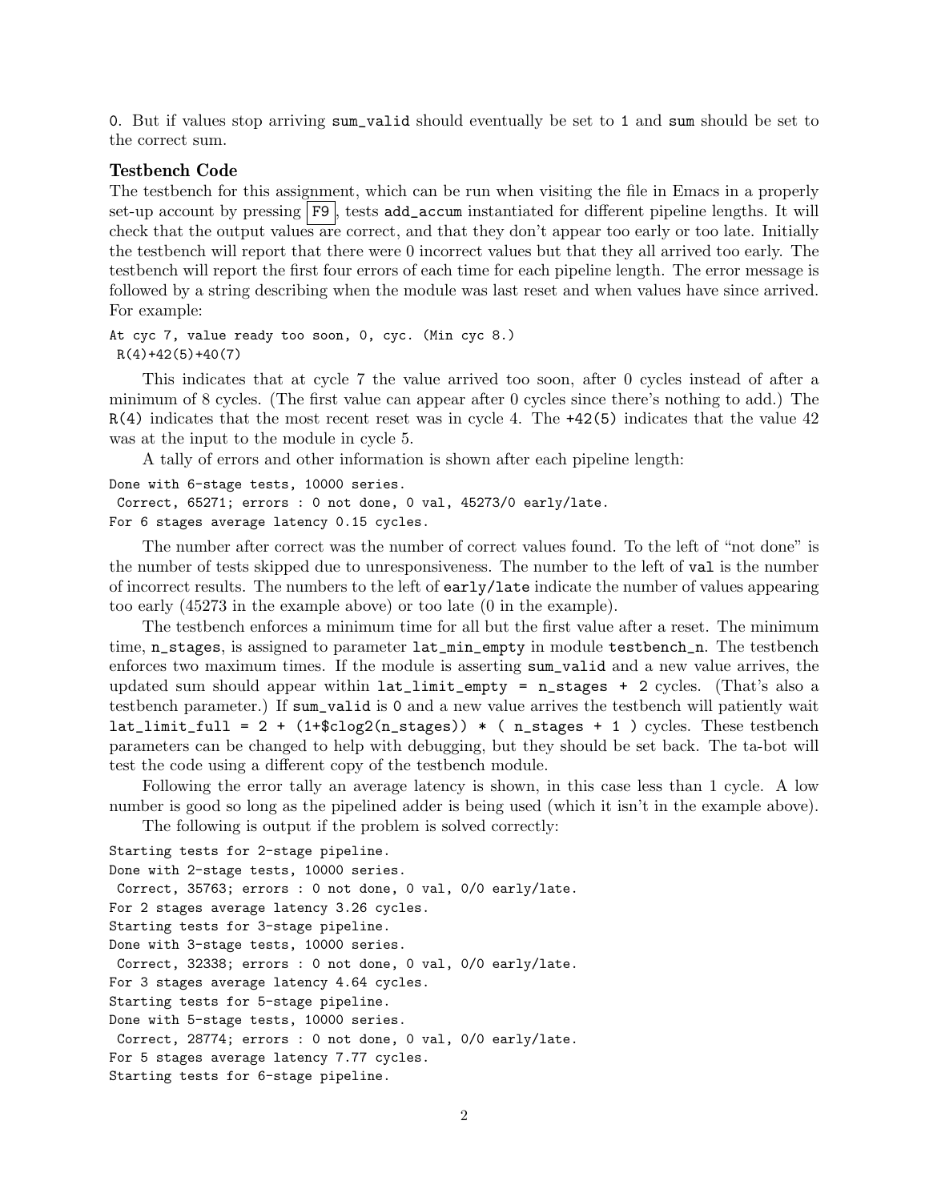0. But if values stop arriving `sum_valid` should eventually be set to 1 and `sum` should be set to the correct sum.

### Testbench Code

The testbench for this assignment, which can be run when visiting the file in Emacs in a properly set-up account by pressing F9, tests `add_accum` instantiated for different pipeline lengths. It will check that the output values are correct, and that they don't appear too early or too late. Initially the testbench will report that there were 0 incorrect values but that they all arrived too early. The testbench will report the first four errors of each time for each pipeline length. The error message is followed by a string describing when the module was last reset and when values have since arrived. For example:

```
At cyc 7, value ready too soon, 0, cyc. (Min cyc 8.)
 R(4)+42(5)+40(7)
```

This indicates that at cycle 7 the value arrived too soon, after 0 cycles instead of after a minimum of 8 cycles. (The first value can appear after 0 cycles since there's nothing to add.) The `R(4)` indicates that the most recent reset was in cycle 4. The `+42(5)` indicates that the value 42 was at the input to the module in cycle 5.

A tally of errors and other information is shown after each pipeline length:

```
Done with 6-stage tests, 10000 series.
 Correct, 65271; errors : 0 not done, 0 val, 45273/0 early/late.
For 6 stages average latency 0.15 cycles.
```

The number after correct was the number of correct values found. To the left of "not done" is the number of tests skipped due to unresponsiveness. The number to the left of `val` is the number of incorrect results. The numbers to the left of `early/late` indicate the number of values appearing too early (45273 in the example above) or too late (0 in the example).

The testbench enforces a minimum time for all but the first value after a reset. The minimum time, `n_stages`, is assigned to parameter `lat_min_empty` in module `testbench_n`. The testbench enforces two maximum times. If the module is asserting `sum_valid` and a new value arrives, the updated sum should appear within `lat_limit_empty = n_stages + 2` cycles. (That's also a testbench parameter.) If `sum_valid` is 0 and a new value arrives the testbench will patiently wait `lat_limit_full = 2 + (1+$clog2(n_stages)) * ( n_stages + 1 )` cycles. These testbench parameters can be changed to help with debugging, but they should be set back. The ta-bot will test the code using a different copy of the testbench module.

Following the error tally an average latency is shown, in this case less than 1 cycle. A low number is good so long as the pipelined adder is being used (which it isn't in the example above).

The following is output if the problem is solved correctly:

```
Starting tests for 2-stage pipeline.
Done with 2-stage tests, 10000 series.
 Correct, 35763; errors : 0 not done, 0 val, 0/0 early/late.
For 2 stages average latency 3.26 cycles.
Starting tests for 3-stage pipeline.
Done with 3-stage tests, 10000 series.
 Correct, 32338; errors : 0 not done, 0 val, 0/0 early/late.
For 3 stages average latency 4.64 cycles.
Starting tests for 5-stage pipeline.
Done with 5-stage tests, 10000 series.
 Correct, 28774; errors : 0 not done, 0 val, 0/0 early/late.
For 5 stages average latency 7.77 cycles.
Starting tests for 6-stage pipeline.
```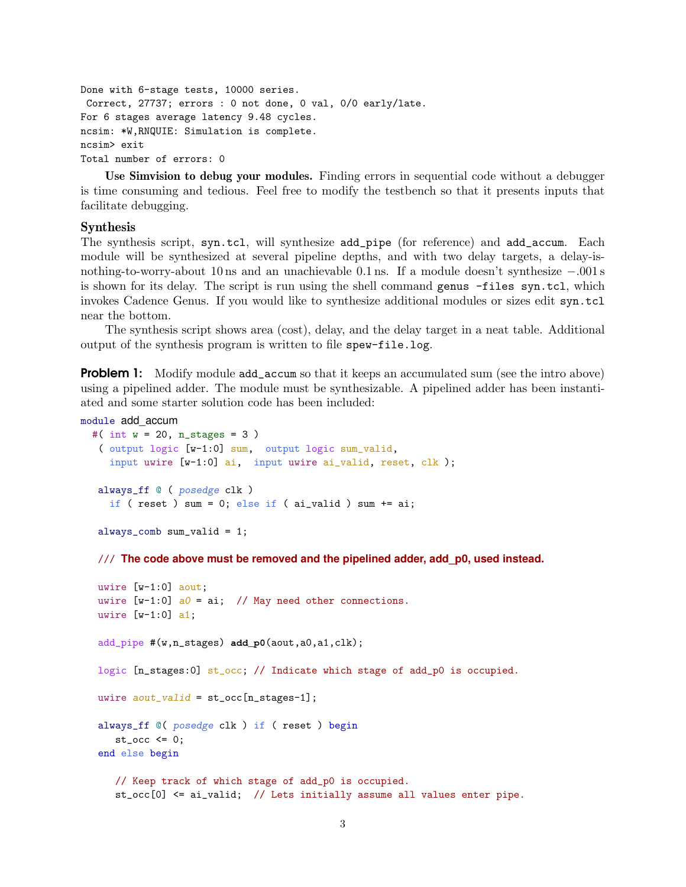```
Done with 6-stage tests, 10000 series.
 Correct, 27737; errors : 0 not done, 0 val, 0/0 early/late.
For 6 stages average latency 9.48 cycles.
ncsim: *W,RNQUIE: Simulation is complete.
ncsim> exit
Total number of errors: 0
```

**Use Simvision to debug your modules.** Finding errors in sequential code without a debugger is time consuming and tedious. Feel free to modify the testbench so that it presents inputs that facilitate debugging.

### Synthesis

The synthesis script, `syn.tcl`, will synthesize `add_pipe` (for reference) and `add_accum`. Each module will be synthesized at several pipeline depths, and with two delay targets, a delay-is-nothing-to-worry-about 10 ns and an unachievable 0.1 ns. If a module doesn't synthesize −.001 s is shown for its delay. The script is run using the shell command `genus -files syn.tcl`, which invokes Cadence Genus. If you would like to synthesize additional modules or sizes edit `syn.tcl` near the bottom.

The synthesis script shows area (cost), delay, and the delay target in a neat table. Additional output of the synthesis program is written to file `spew-file.log`.

**Problem 1:** Modify module `add_accum` so that it keeps an accumulated sum (see the intro above) using a pipelined adder. The module must be synthesizable. A pipelined adder has been instantiated and some starter solution code has been included:

```
module add_accum
  #( int w = 20, n_stages = 3 )
   ( output logic [w-1:0] sum,  output logic sum_valid,
     input uwire [w-1:0] ai,  input uwire ai_valid, reset, clk );

   always_ff @ ( posedge clk )
     if ( reset ) sum = 0; else if ( ai_valid ) sum += ai;

   always_comb sum_valid = 1;

   /// The code above must be removed and the pipelined adder, add_p0, used instead.

   uwire [w-1:0] aout;
   uwire [w-1:0] a0 = ai;  // May need other connections.
   uwire [w-1:0] a1;

   add_pipe #(w,n_stages) add_p0(aout,a0,a1,clk);

   logic [n_stages:0] st_occ; // Indicate which stage of add_p0 is occupied.

   uwire aout_valid = st_occ[n_stages-1];

   always_ff @( posedge clk ) if ( reset ) begin
      st_occ <= 0;
   end else begin

      // Keep track of which stage of add_p0 is occupied.
      st_occ[0] <= ai_valid;  // Lets initially assume all values enter pipe.
```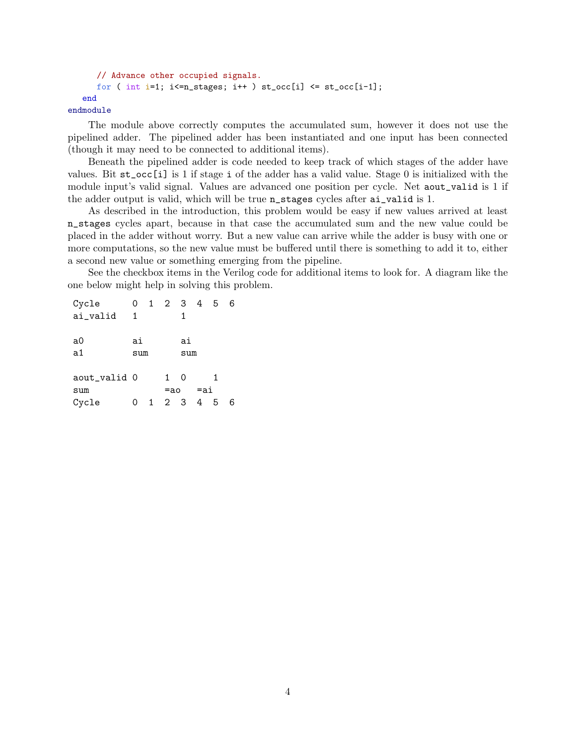```
      // Advance other occupied signals.
      for ( int i=1; i<=n_stages; i++ ) st_occ[i] <= st_occ[i-1];
   end
endmodule
```

The module above correctly computes the accumulated sum, however it does not use the pipelined adder. The pipelined adder has been instantiated and one input has been connected (though it may need to be connected to additional items).

Beneath the pipelined adder is code needed to keep track of which stages of the adder have values. Bit `st_occ[i]` is 1 if stage `i` of the adder has a valid value. Stage 0 is initialized with the module input's valid signal. Values are advanced one position per cycle. Net `aout_valid` is 1 if the adder output is valid, which will be true `n_stages` cycles after `ai_valid` is 1.

As described in the introduction, this problem would be easy if new values arrived at least `n_stages` cycles apart, because in that case the accumulated sum and the new value could be placed in the adder without worry. But a new value can arrive while the adder is busy with one or more computations, so the new value must be buffered until there is something to add it to, either a second new value or something emerging from the pipeline.

See the checkbox items in the Verilog code for additional items to look for. A diagram like the one below might help in solving this problem.

```
Cycle      0  1  2  3  4  5  6
ai_valid   1        1

a0         ai       ai
a1         sum      sum

aout_valid 0     1  0     1
sum              =ao   =ai
Cycle      0  1  2  3  4  5  6
```